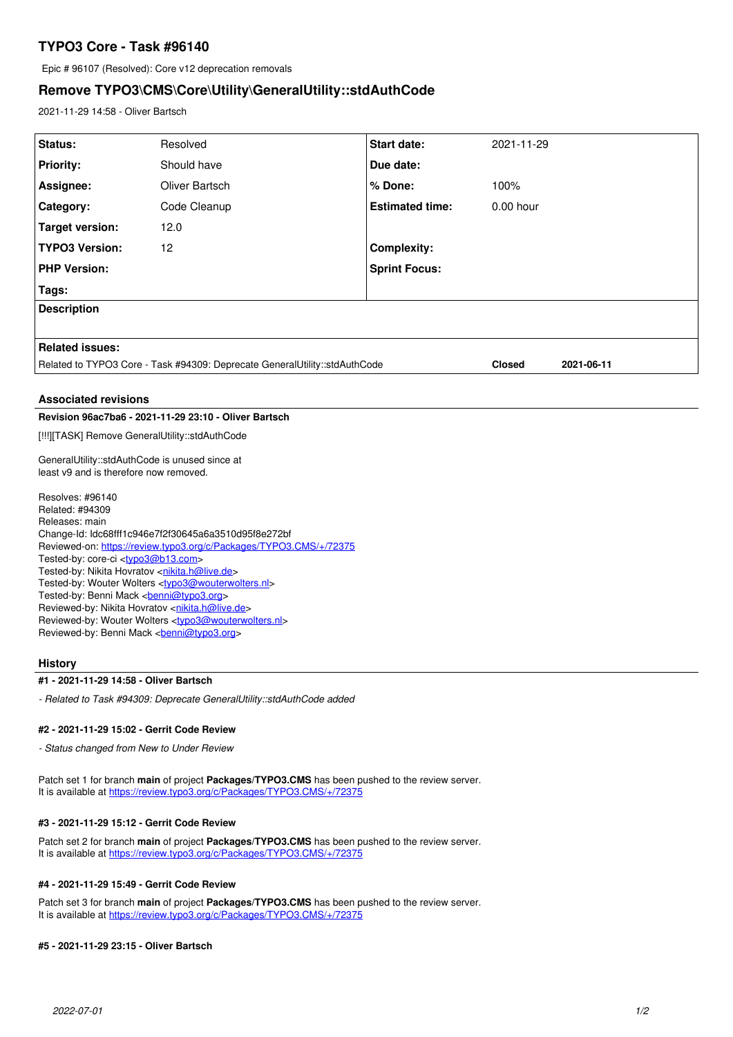# TYPO3 Core - Task #96140

Epic # 96107 (Resolved): Core v12 deprecation removals

## Remove TYPO3\CMS\Core\Utility\GeneralUtility::stdAuthCode

2021-11-29 14:58 - Oliver Bartsch

| | | | |
|---|---|---|---|
| **Status:** | Resolved | **Start date:** | 2021-11-29 |
| **Priority:** | Should have | **Due date:** | |
| **Assignee:** | Oliver Bartsch | **% Done:** | 100% |
| **Category:** | Code Cleanup | **Estimated time:** | 0.00 hour |
| **Target version:** | 12.0 | | |
| **TYPO3 Version:** | 12 | **Complexity:** | |
| **PHP Version:** | | **Sprint Focus:** | |
| **Tags:** | | | |

**Description**

**Related issues:**

| | | |
|---|---|---|
| Related to TYPO3 Core - Task #94309: Deprecate GeneralUtility::stdAuthCode | **Closed** | **2021-06-11** |

### Associated revisions

**Revision 96ac7ba6 - 2021-11-29 23:10 - Oliver Bartsch**

[!!!][TASK] Remove GeneralUtility::stdAuthCode

GeneralUtility::stdAuthCode is unused since at
least v9 and is therefore now removed.

Resolves: #96140
Related: #94309
Releases: main
Change-Id: Idc68fff1c946e7f2f30645a6a3510d95f8e272bf
Reviewed-on: https://review.typo3.org/c/Packages/TYPO3.CMS/+/72375
Tested-by: core-ci <typo3@b13.com>
Tested-by: Nikita Hovratov <nikita.h@live.de>
Tested-by: Wouter Wolters <typo3@wouterwolters.nl>
Tested-by: Benni Mack <benni@typo3.org>
Reviewed-by: Nikita Hovratov <nikita.h@live.de>
Reviewed-by: Wouter Wolters <typo3@wouterwolters.nl>
Reviewed-by: Benni Mack <benni@typo3.org>

### History

**#1 - 2021-11-29 14:58 - Oliver Bartsch**

*- Related to Task #94309: Deprecate GeneralUtility::stdAuthCode added*

**#2 - 2021-11-29 15:02 - Gerrit Code Review**

*- Status changed from New to Under Review*

Patch set 1 for branch **main** of project **Packages/TYPO3.CMS** has been pushed to the review server.
It is available at https://review.typo3.org/c/Packages/TYPO3.CMS/+/72375

**#3 - 2021-11-29 15:12 - Gerrit Code Review**

Patch set 2 for branch **main** of project **Packages/TYPO3.CMS** has been pushed to the review server.
It is available at https://review.typo3.org/c/Packages/TYPO3.CMS/+/72375

**#4 - 2021-11-29 15:49 - Gerrit Code Review**

Patch set 3 for branch **main** of project **Packages/TYPO3.CMS** has been pushed to the review server.
It is available at https://review.typo3.org/c/Packages/TYPO3.CMS/+/72375

**#5 - 2021-11-29 23:15 - Oliver Bartsch**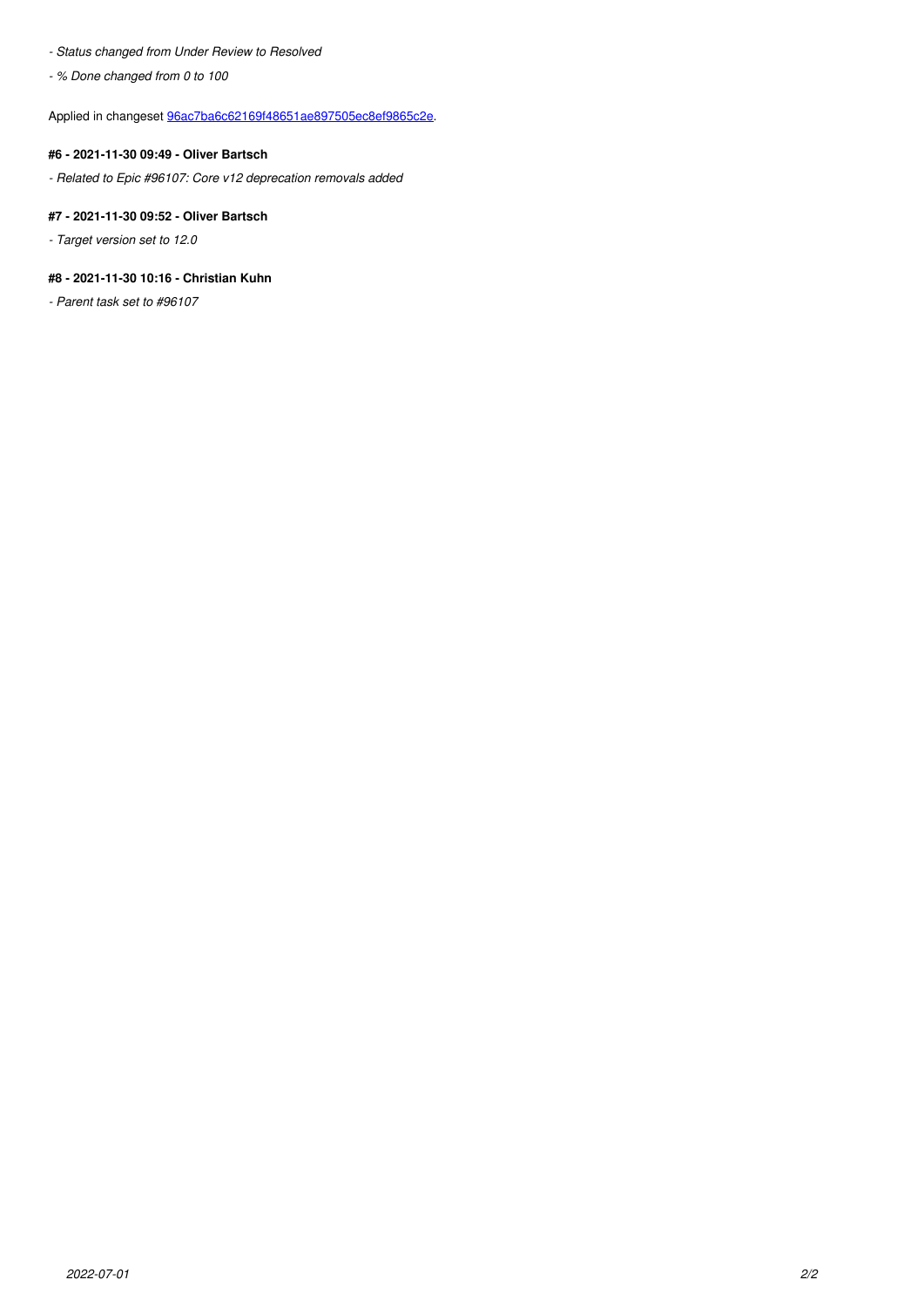*- Status changed from Under Review to Resolved*

*- % Done changed from 0 to 100*

Applied in changeset [96ac7ba6c62169f48651ae897505ec8ef9865c2e](96ac7ba6c62169f48651ae897505ec8ef9865c2e).

**#6 - 2021-11-30 09:49 - Oliver Bartsch**

*- Related to Epic #96107: Core v12 deprecation removals added*

**#7 - 2021-11-30 09:52 - Oliver Bartsch**

*- Target version set to 12.0*

**#8 - 2021-11-30 10:16 - Christian Kuhn**

*- Parent task set to #96107*